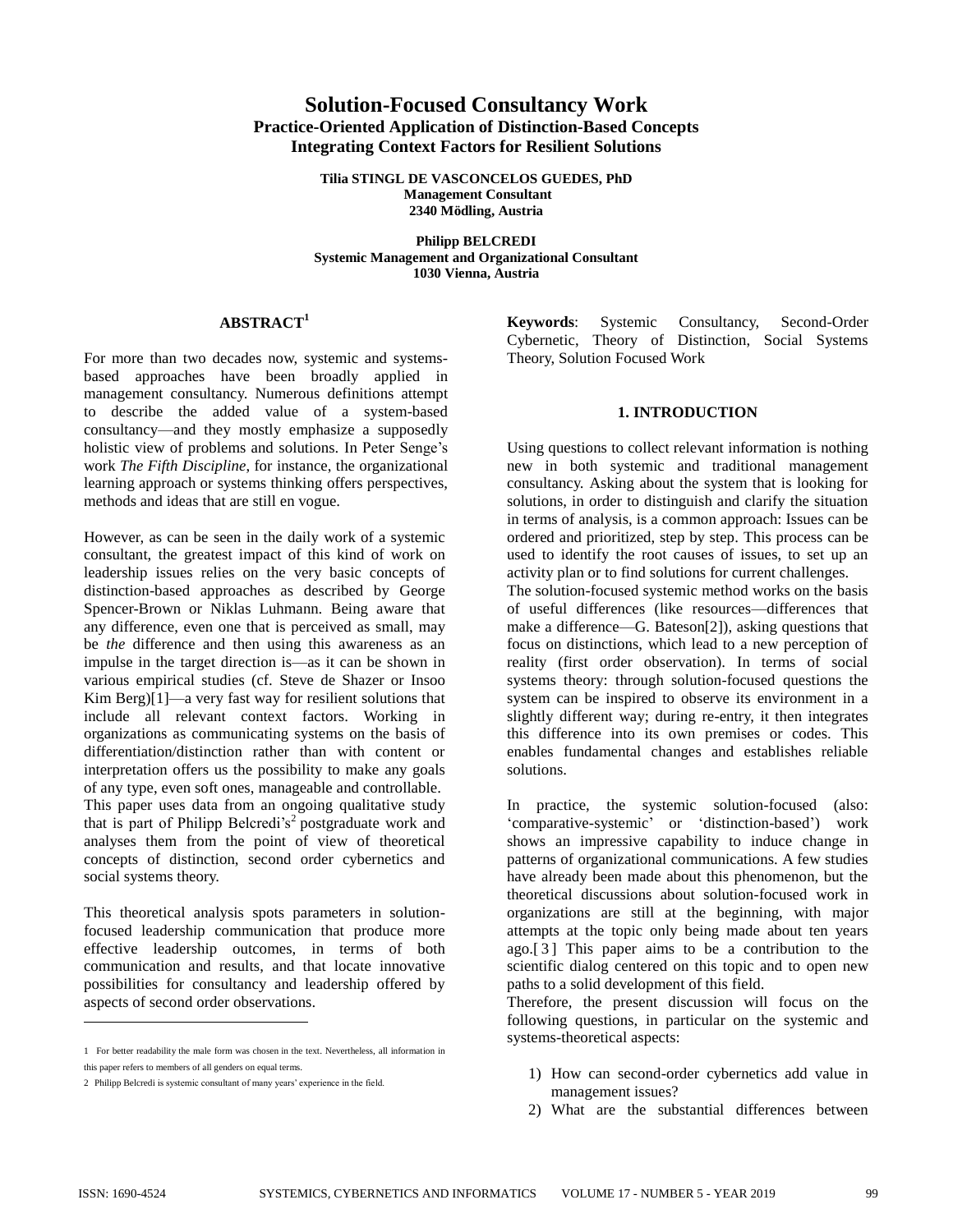# Solution-Focused Consultancy Work

## Practice-Oriented Application of Distinction-Based Concepts Integrating Context Factors for Resilient Solutions

**Tilia STINGL DE VASCONCELOS GUEDES, PhD**
**Management Consultant**
**2340 Mödling, Austria**

**Philipp BELCREDI**
**Systemic Management and Organizational Consultant**
**1030 Vienna, Austria**

## ABSTRACT[1]

For more than two decades now, systemic and systems-based approaches have been broadly applied in management consultancy. Numerous definitions attempt to describe the added value of a system-based consultancy—and they mostly emphasize a supposedly holistic view of problems and solutions. In Peter Senge's work *The Fifth Discipline*, for instance, the organizational learning approach or systems thinking offers perspectives, methods and ideas that are still en vogue.

However, as can be seen in the daily work of a systemic consultant, the greatest impact of this kind of work on leadership issues relies on the very basic concepts of distinction-based approaches as described by George Spencer-Brown or Niklas Luhmann. Being aware that any difference, even one that is perceived as small, may be *the* difference and then using this awareness as an impulse in the target direction is—as it can be shown in various empirical studies (cf. Steve de Shazer or Insoo Kim Berg)[1]—a very fast way for resilient solutions that include all relevant context factors. Working in organizations as communicating systems on the basis of differentiation/distinction rather than with content or interpretation offers us the possibility to make any goals of any type, even soft ones, manageable and controllable. This paper uses data from an ongoing qualitative study that is part of Philipp Belcredi's[2] postgraduate work and analyses them from the point of view of theoretical concepts of distinction, second order cybernetics and social systems theory.

This theoretical analysis spots parameters in solution-focused leadership communication that produce more effective leadership outcomes, in terms of both communication and results, and that locate innovative possibilities for consultancy and leadership offered by aspects of second order observations.

**Keywords**: Systemic Consultancy, Second-Order Cybernetic, Theory of Distinction, Social Systems Theory, Solution Focused Work

## 1. INTRODUCTION

Using questions to collect relevant information is nothing new in both systemic and traditional management consultancy. Asking about the system that is looking for solutions, in order to distinguish and clarify the situation in terms of analysis, is a common approach: Issues can be ordered and prioritized, step by step. This process can be used to identify the root causes of issues, to set up an activity plan or to find solutions for current challenges.
The solution-focused systemic method works on the basis of useful differences (like resources—differences that make a difference—G. Bateson[2]), asking questions that focus on distinctions, which lead to a new perception of reality (first order observation). In terms of social systems theory: through solution-focused questions the system can be inspired to observe its environment in a slightly different way; during re-entry, it then integrates this difference into its own premises or codes. This enables fundamental changes and establishes reliable solutions.

In practice, the systemic solution-focused (also: 'comparative-systemic' or 'distinction-based') work shows an impressive capability to induce change in patterns of organizational communications. A few studies have already been made about this phenomenon, but the theoretical discussions about solution-focused work in organizations are still at the beginning, with major attempts at the topic only being made about ten years ago.[3] This paper aims to be a contribution to the scientific dialog centered on this topic and to open new paths to a solid development of this field.
Therefore, the present discussion will focus on the following questions, in particular on the systemic and systems-theoretical aspects:

1) How can second-order cybernetics add value in management issues?
2) What are the substantial differences between

---

1 For better readability the male form was chosen in the text. Nevertheless, all information in this paper refers to members of all genders on equal terms.

2 Philipp Belcredi is systemic consultant of many years' experience in the field.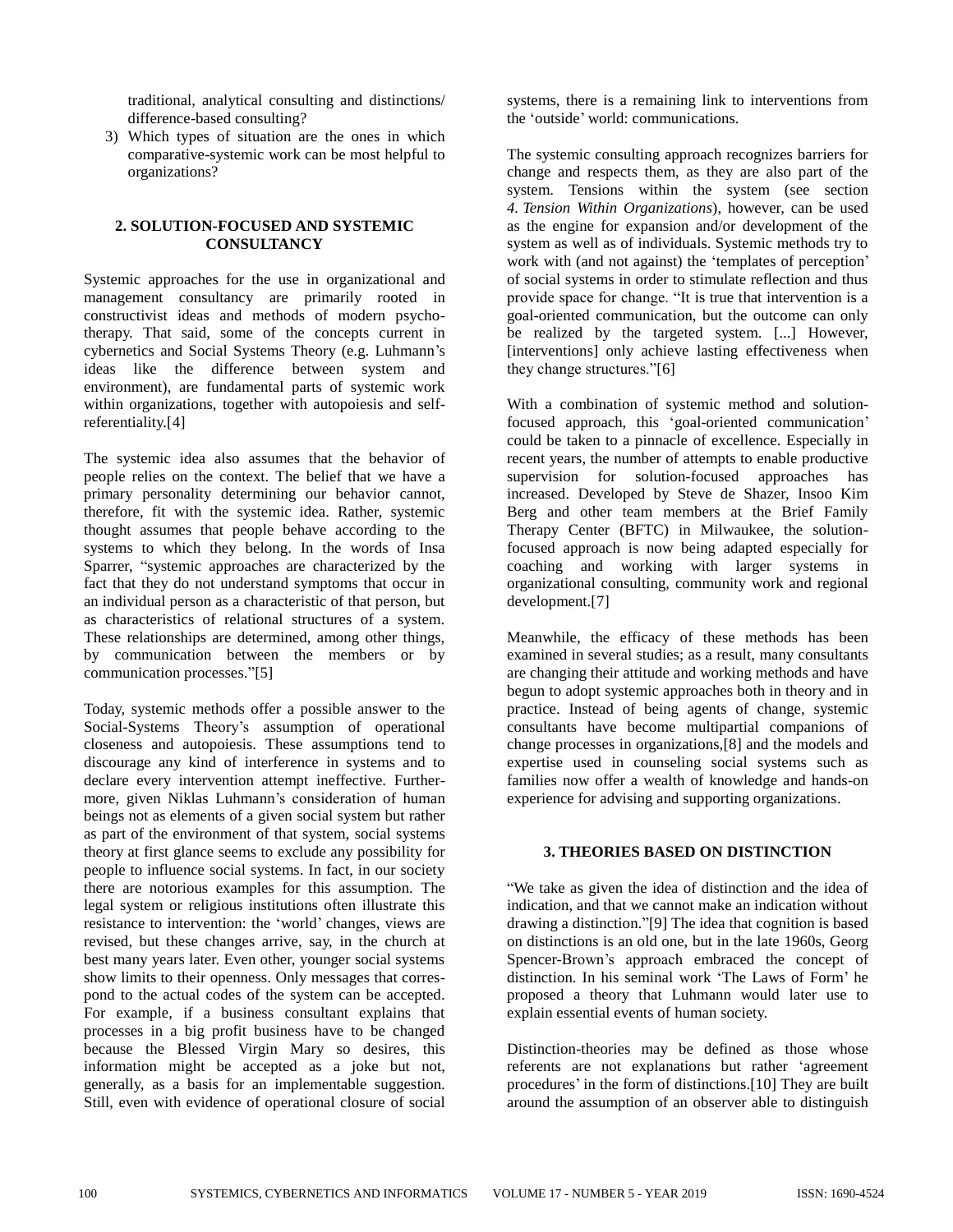traditional, analytical consulting and distinctions/ difference-based consulting?

3) Which types of situation are the ones in which comparative-systemic work can be most helpful to organizations?

## 2. SOLUTION-FOCUSED AND SYSTEMIC CONSULTANCY

Systemic approaches for the use in organizational and management consultancy are primarily rooted in constructivist ideas and methods of modern psychotherapy. That said, some of the concepts current in cybernetics and Social Systems Theory (e.g. Luhmann's ideas like the difference between system and environment), are fundamental parts of systemic work within organizations, together with autopoiesis and self-referentiality.[4]

The systemic idea also assumes that the behavior of people relies on the context. The belief that we have a primary personality determining our behavior cannot, therefore, fit with the systemic idea. Rather, systemic thought assumes that people behave according to the systems to which they belong. In the words of Insa Sparrer, "systemic approaches are characterized by the fact that they do not understand symptoms that occur in an individual person as a characteristic of that person, but as characteristics of relational structures of a system. These relationships are determined, among other things, by communication between the members or by communication processes."[5]

Today, systemic methods offer a possible answer to the Social-Systems Theory's assumption of operational closeness and autopoiesis. These assumptions tend to discourage any kind of interference in systems and to declare every intervention attempt ineffective. Furthermore, given Niklas Luhmann's consideration of human beings not as elements of a given social system but rather as part of the environment of that system, social systems theory at first glance seems to exclude any possibility for people to influence social systems. In fact, in our society there are notorious examples for this assumption. The legal system or religious institutions often illustrate this resistance to intervention: the 'world' changes, views are revised, but these changes arrive, say, in the church at best many years later. Even other, younger social systems show limits to their openness. Only messages that correspond to the actual codes of the system can be accepted. For example, if a business consultant explains that processes in a big profit business have to be changed because the Blessed Virgin Mary so desires, this information might be accepted as a joke but not, generally, as a basis for an implementable suggestion. Still, even with evidence of operational closure of social systems, there is a remaining link to interventions from the 'outside' world: communications.

The systemic consulting approach recognizes barriers for change and respects them, as they are also part of the system. Tensions within the system (see section *4. Tension Within Organizations*), however, can be used as the engine for expansion and/or development of the system as well as of individuals. Systemic methods try to work with (and not against) the 'templates of perception' of social systems in order to stimulate reflection and thus provide space for change. "It is true that intervention is a goal-oriented communication, but the outcome can only be realized by the targeted system. [...] However, [interventions] only achieve lasting effectiveness when they change structures."[6]

With a combination of systemic method and solution-focused approach, this 'goal-oriented communication' could be taken to a pinnacle of excellence. Especially in recent years, the number of attempts to enable productive supervision for solution-focused approaches has increased. Developed by Steve de Shazer, Insoo Kim Berg and other team members at the Brief Family Therapy Center (BFTC) in Milwaukee, the solution-focused approach is now being adapted especially for coaching and working with larger systems in organizational consulting, community work and regional development.[7]

Meanwhile, the efficacy of these methods has been examined in several studies; as a result, many consultants are changing their attitude and working methods and have begun to adopt systemic approaches both in theory and in practice. Instead of being agents of change, systemic consultants have become multipartial companions of change processes in organizations,[8] and the models and expertise used in counseling social systems such as families now offer a wealth of knowledge and hands-on experience for advising and supporting organizations.

## 3. THEORIES BASED ON DISTINCTION

"We take as given the idea of distinction and the idea of indication, and that we cannot make an indication without drawing a distinction."[9] The idea that cognition is based on distinctions is an old one, but in the late 1960s, Georg Spencer-Brown's approach embraced the concept of distinction. In his seminal work 'The Laws of Form' he proposed a theory that Luhmann would later use to explain essential events of human society.

Distinction-theories may be defined as those whose referents are not explanations but rather 'agreement procedures' in the form of distinctions.[10] They are built around the assumption of an observer able to distinguish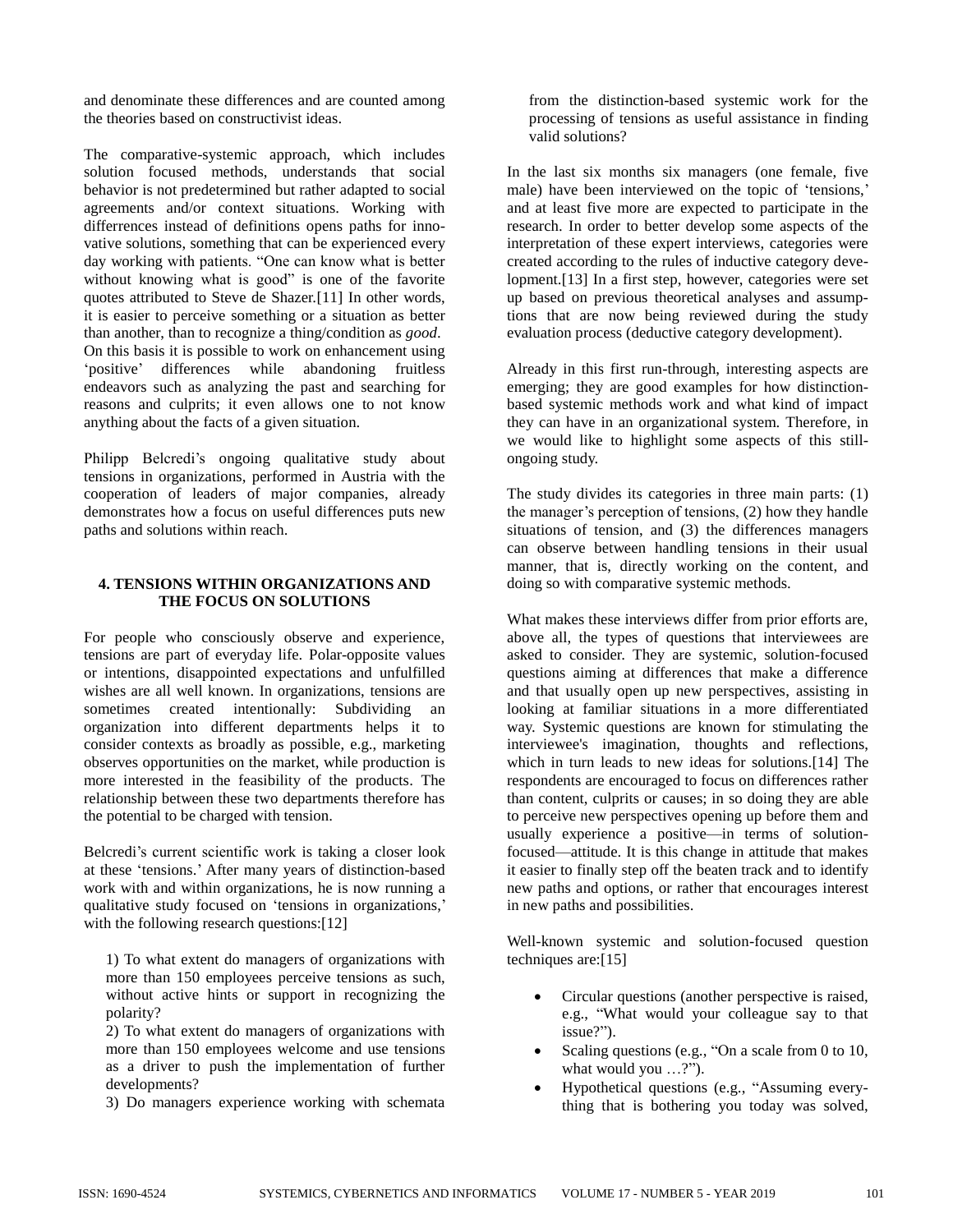and denominate these differences and are counted among the theories based on constructivist ideas.

The comparative-systemic approach, which includes solution focused methods, understands that social behavior is not predetermined but rather adapted to social agreements and/or context situations. Working with differrences instead of definitions opens paths for innovative solutions, something that can be experienced every day working with patients. "One can know what is better without knowing what is good" is one of the favorite quotes attributed to Steve de Shazer.[11] In other words, it is easier to perceive something or a situation as better than another, than to recognize a thing/condition as *good*. On this basis it is possible to work on enhancement using 'positive' differences while abandoning fruitless endeavors such as analyzing the past and searching for reasons and culprits; it even allows one to not know anything about the facts of a given situation.

Philipp Belcredi's ongoing qualitative study about tensions in organizations, performed in Austria with the cooperation of leaders of major companies, already demonstrates how a focus on useful differences puts new paths and solutions within reach.

## 4. TENSIONS WITHIN ORGANIZATIONS AND THE FOCUS ON SOLUTIONS

For people who consciously observe and experience, tensions are part of everyday life. Polar-opposite values or intentions, disappointed expectations and unfulfilled wishes are all well known. In organizations, tensions are sometimes created intentionally: Subdividing an organization into different departments helps it to consider contexts as broadly as possible, e.g., marketing observes opportunities on the market, while production is more interested in the feasibility of the products. The relationship between these two departments therefore has the potential to be charged with tension.

Belcredi's current scientific work is taking a closer look at these 'tensions.' After many years of distinction-based work with and within organizations, he is now running a qualitative study focused on 'tensions in organizations,' with the following research questions:[12]

1) To what extent do managers of organizations with more than 150 employees perceive tensions as such, without active hints or support in recognizing the polarity?
2) To what extent do managers of organizations with more than 150 employees welcome and use tensions as a driver to push the implementation of further developments?
3) Do managers experience working with schemata from the distinction-based systemic work for the processing of tensions as useful assistance in finding valid solutions?

In the last six months six managers (one female, five male) have been interviewed on the topic of 'tensions,' and at least five more are expected to participate in the research. In order to better develop some aspects of the interpretation of these expert interviews, categories were created according to the rules of inductive category development.[13] In a first step, however, categories were set up based on previous theoretical analyses and assumptions that are now being reviewed during the study evaluation process (deductive category development).

Already in this first run-through, interesting aspects are emerging; they are good examples for how distinction-based systemic methods work and what kind of impact they can have in an organizational system. Therefore, in we would like to highlight some aspects of this still-ongoing study.

The study divides its categories in three main parts: (1) the manager's perception of tensions, (2) how they handle situations of tension, and (3) the differences managers can observe between handling tensions in their usual manner, that is, directly working on the content, and doing so with comparative systemic methods.

What makes these interviews differ from prior efforts are, above all, the types of questions that interviewees are asked to consider. They are systemic, solution-focused questions aiming at differences that make a difference and that usually open up new perspectives, assisting in looking at familiar situations in a more differentiated way. Systemic questions are known for stimulating the interviewee's imagination, thoughts and reflections, which in turn leads to new ideas for solutions.[14] The respondents are encouraged to focus on differences rather than content, culprits or causes; in so doing they are able to perceive new perspectives opening up before them and usually experience a positive—in terms of solution-focused—attitude. It is this change in attitude that makes it easier to finally step off the beaten track and to identify new paths and options, or rather that encourages interest in new paths and possibilities.

Well-known systemic and solution-focused question techniques are:[15]

- Circular questions (another perspective is raised, e.g., "What would your colleague say to that issue?").
- Scaling questions (e.g., "On a scale from 0 to 10, what would you …?").
- Hypothetical questions (e.g., "Assuming everything that is bothering you today was solved,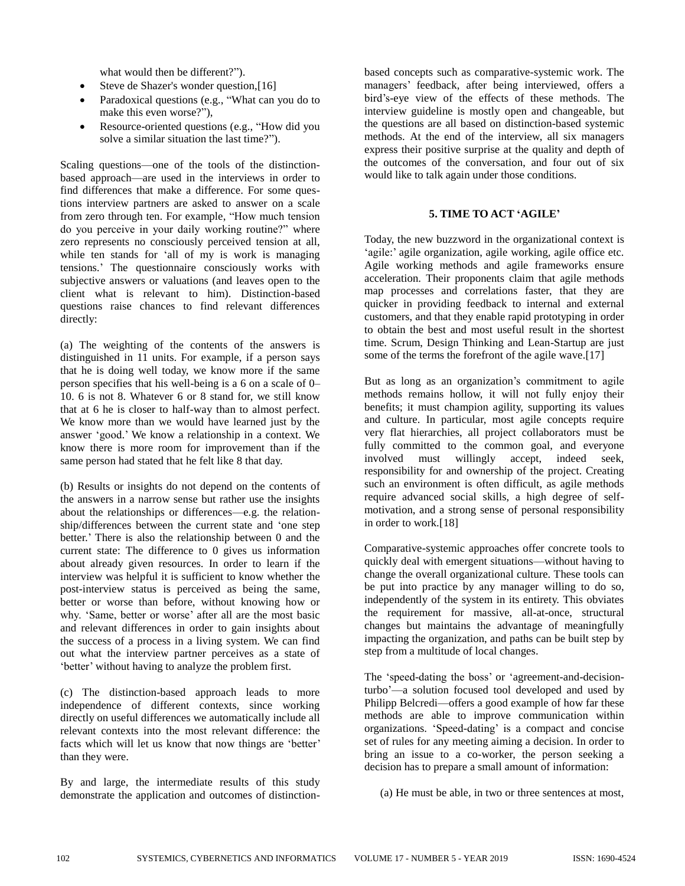what would then be different?").

- Steve de Shazer's wonder question,[16]
- Paradoxical questions (e.g., "What can you do to make this even worse?"),
- Resource-oriented questions (e.g., "How did you solve a similar situation the last time?").

Scaling questions—one of the tools of the distinction-based approach—are used in the interviews in order to find differences that make a difference. For some questions interview partners are asked to answer on a scale from zero through ten. For example, "How much tension do you perceive in your daily working routine?" where zero represents no consciously perceived tension at all, while ten stands for 'all of my is work is managing tensions.' The questionnaire consciously works with subjective answers or valuations (and leaves open to the client what is relevant to him). Distinction-based questions raise chances to find relevant differences directly:

(a) The weighting of the contents of the answers is distinguished in 11 units. For example, if a person says that he is doing well today, we know more if the same person specifies that his well-being is a 6 on a scale of 0–10. 6 is not 8. Whatever 6 or 8 stand for, we still know that at 6 he is closer to half-way than to almost perfect. We know more than we would have learned just by the answer 'good.' We know a relationship in a context. We know there is more room for improvement than if the same person had stated that he felt like 8 that day.

(b) Results or insights do not depend on the contents of the answers in a narrow sense but rather use the insights about the relationships or differences—e.g. the relationship/differences between the current state and 'one step better.' There is also the relationship between 0 and the current state: The difference to 0 gives us information about already given resources. In order to learn if the interview was helpful it is sufficient to know whether the post-interview status is perceived as being the same, better or worse than before, without knowing how or why. 'Same, better or worse' after all are the most basic and relevant differences in order to gain insights about the success of a process in a living system. We can find out what the interview partner perceives as a state of 'better' without having to analyze the problem first.

(c) The distinction-based approach leads to more independence of different contexts, since working directly on useful differences we automatically include all relevant contexts into the most relevant difference: the facts which will let us know that now things are 'better' than they were.

By and large, the intermediate results of this study demonstrate the application and outcomes of distinction-based concepts such as comparative-systemic work. The managers' feedback, after being interviewed, offers a bird's-eye view of the effects of these methods. The interview guideline is mostly open and changeable, but the questions are all based on distinction-based systemic methods. At the end of the interview, all six managers express their positive surprise at the quality and depth of the outcomes of the conversation, and four out of six would like to talk again under those conditions.

## 5. TIME TO ACT 'AGILE'

Today, the new buzzword in the organizational context is 'agile:' agile organization, agile working, agile office etc. Agile working methods and agile frameworks ensure acceleration. Their proponents claim that agile methods map processes and correlations faster, that they are quicker in providing feedback to internal and external customers, and that they enable rapid prototyping in order to obtain the best and most useful result in the shortest time. Scrum, Design Thinking and Lean-Startup are just some of the terms the forefront of the agile wave.[17]

But as long as an organization's commitment to agile methods remains hollow, it will not fully enjoy their benefits; it must champion agility, supporting its values and culture. In particular, most agile concepts require very flat hierarchies, all project collaborators must be fully committed to the common goal, and everyone involved must willingly accept, indeed seek, responsibility for and ownership of the project. Creating such an environment is often difficult, as agile methods require advanced social skills, a high degree of self-motivation, and a strong sense of personal responsibility in order to work.[18]

Comparative-systemic approaches offer concrete tools to quickly deal with emergent situations—without having to change the overall organizational culture. These tools can be put into practice by any manager willing to do so, independently of the system in its entirety. This obviates the requirement for massive, all-at-once, structural changes but maintains the advantage of meaningfully impacting the organization, and paths can be built step by step from a multitude of local changes.

The 'speed-dating the boss' or 'agreement-and-decision-turbo'—a solution focused tool developed and used by Philipp Belcredi—offers a good example of how far these methods are able to improve communication within organizations. 'Speed-dating' is a compact and concise set of rules for any meeting aiming a decision. In order to bring an issue to a co-worker, the person seeking a decision has to prepare a small amount of information:

(a) He must be able, in two or three sentences at most,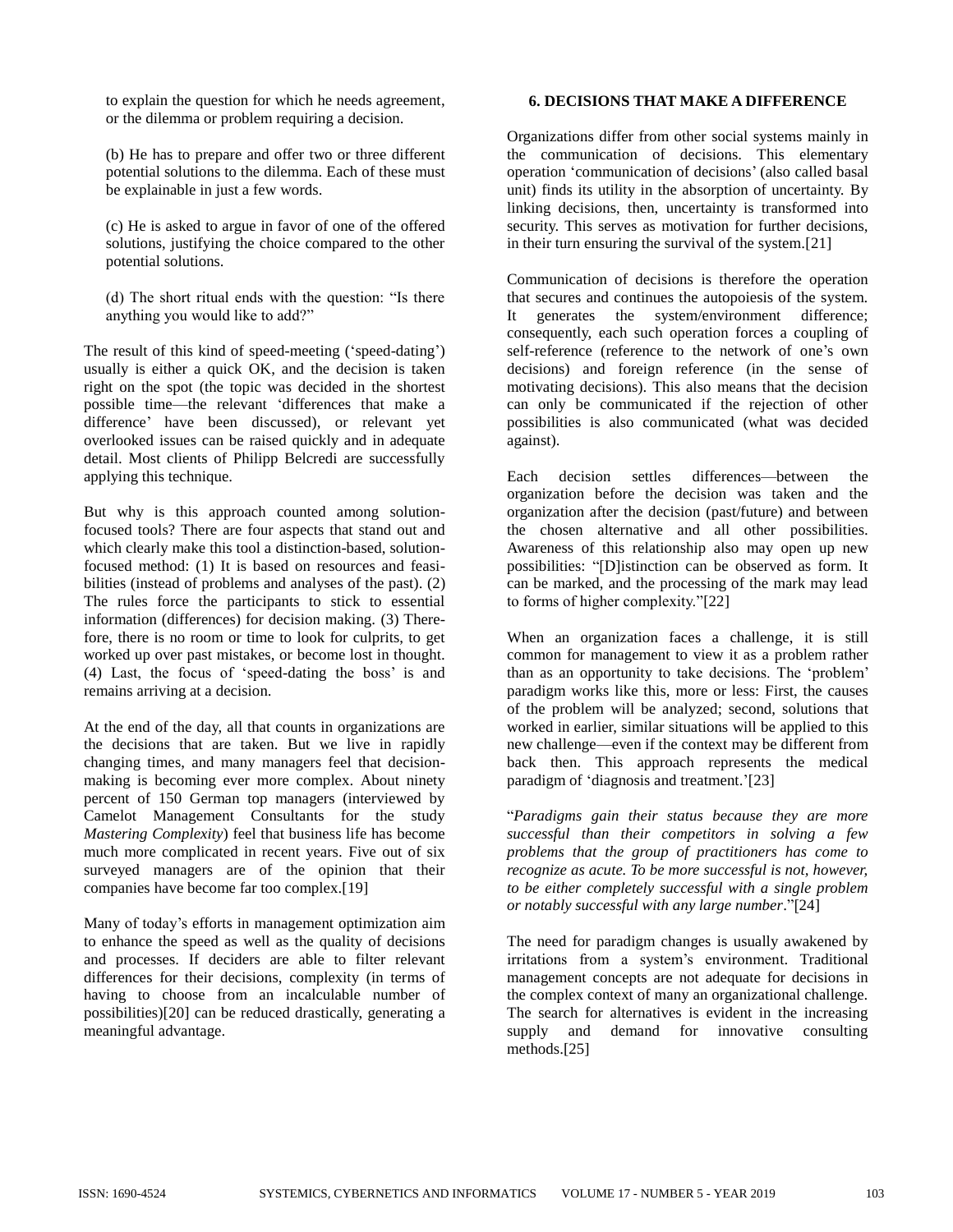to explain the question for which he needs agreement, or the dilemma or problem requiring a decision.

(b) He has to prepare and offer two or three different potential solutions to the dilemma. Each of these must be explainable in just a few words.

(c) He is asked to argue in favor of one of the offered solutions, justifying the choice compared to the other potential solutions.

(d) The short ritual ends with the question: “Is there anything you would like to add?”

The result of this kind of speed-meeting (‘speed-dating’) usually is either a quick OK, and the decision is taken right on the spot (the topic was decided in the shortest possible time—the relevant ‘differences that make a difference’ have been discussed), or relevant yet overlooked issues can be raised quickly and in adequate detail. Most clients of Philipp Belcredi are successfully applying this technique.

But why is this approach counted among solution-focused tools? There are four aspects that stand out and which clearly make this tool a distinction-based, solution-focused method: (1) It is based on resources and feasibilities (instead of problems and analyses of the past). (2) The rules force the participants to stick to essential information (differences) for decision making. (3) Therefore, there is no room or time to look for culprits, to get worked up over past mistakes, or become lost in thought. (4) Last, the focus of ‘speed-dating the boss’ is and remains arriving at a decision.

At the end of the day, all that counts in organizations are the decisions that are taken. But we live in rapidly changing times, and many managers feel that decision-making is becoming ever more complex. About ninety percent of 150 German top managers (interviewed by Camelot Management Consultants for the study *Mastering Complexity*) feel that business life has become much more complicated in recent years. Five out of six surveyed managers are of the opinion that their companies have become far too complex.[19]

Many of today’s efforts in management optimization aim to enhance the speed as well as the quality of decisions and processes. If deciders are able to filter relevant differences for their decisions, complexity (in terms of having to choose from an incalculable number of possibilities)[20] can be reduced drastically, generating a meaningful advantage.

## 6. DECISIONS THAT MAKE A DIFFERENCE

Organizations differ from other social systems mainly in the communication of decisions. This elementary operation ‘communication of decisions’ (also called basal unit) finds its utility in the absorption of uncertainty. By linking decisions, then, uncertainty is transformed into security. This serves as motivation for further decisions, in their turn ensuring the survival of the system.[21]

Communication of decisions is therefore the operation that secures and continues the autopoiesis of the system. It generates the system/environment difference; consequently, each such operation forces a coupling of self-reference (reference to the network of one’s own decisions) and foreign reference (in the sense of motivating decisions). This also means that the decision can only be communicated if the rejection of other possibilities is also communicated (what was decided against).

Each decision settles differences—between the organization before the decision was taken and the organization after the decision (past/future) and between the chosen alternative and all other possibilities. Awareness of this relationship also may open up new possibilities: “[D]istinction can be observed as form. It can be marked, and the processing of the mark may lead to forms of higher complexity.”[22]

When an organization faces a challenge, it is still common for management to view it as a problem rather than as an opportunity to take decisions. The ‘problem’ paradigm works like this, more or less: First, the causes of the problem will be analyzed; second, solutions that worked in earlier, similar situations will be applied to this new challenge—even if the context may be different from back then. This approach represents the medical paradigm of ‘diagnosis and treatment.’[23]

“*Paradigms gain their status because they are more successful than their competitors in solving a few problems that the group of practitioners has come to recognize as acute. To be more successful is not, however, to be either completely successful with a single problem or notably successful with any large number*.”[24]

The need for paradigm changes is usually awakened by irritations from a system’s environment. Traditional management concepts are not adequate for decisions in the complex context of many an organizational challenge. The search for alternatives is evident in the increasing supply and demand for innovative consulting methods.[25]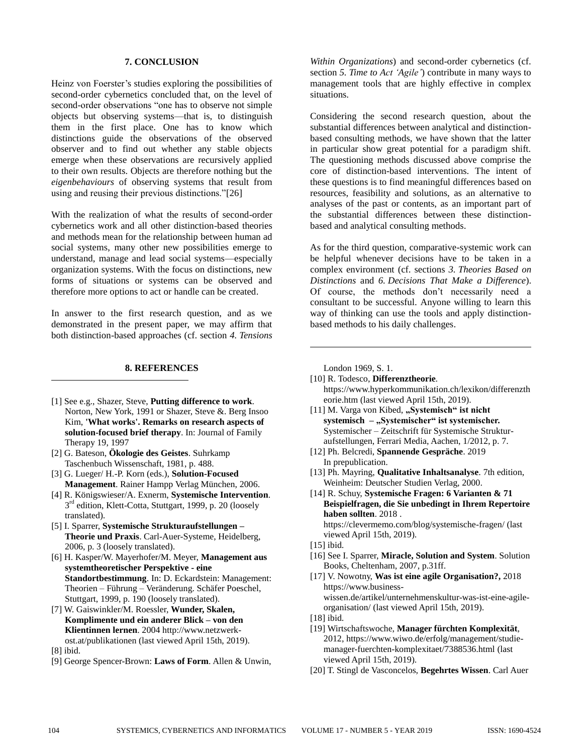## 7. CONCLUSION

Heinz von Foerster's studies exploring the possibilities of second-order cybernetics concluded that, on the level of second-order observations "one has to observe not simple objects but observing systems—that is, to distinguish them in the first place. One has to know which distinctions guide the observations of the observed observer and to find out whether any stable objects emerge when these observations are recursively applied to their own results. Objects are therefore nothing but the *eigenbehaviours* of observing systems that result from using and reusing their previous distinctions."[26]

With the realization of what the results of second-order cybernetics work and all other distinction-based theories and methods mean for the relationship between human ad social systems, many other new possibilities emerge to understand, manage and lead social systems—especially organization systems. With the focus on distinctions, new forms of situations or systems can be observed and therefore more options to act or handle can be created.

In answer to the first research question, and as we demonstrated in the present paper, we may affirm that both distinction-based approaches (cf. section *4. Tensions Within Organizations*) and second-order cybernetics (cf. section *5. Time to Act 'Agile'*) contribute in many ways to management tools that are highly effective in complex situations.

Considering the second research question, about the substantial differences between analytical and distinction-based consulting methods, we have shown that the latter in particular show great potential for a paradigm shift. The questioning methods discussed above comprise the core of distinction-based interventions. The intent of these questions is to find meaningful differences based on resources, feasibility and solutions, as an alternative to analyses of the past or contents, as an important part of the substantial differences between these distinction-based and analytical consulting methods.

As for the third question, comparative-systemic work can be helpful whenever decisions have to be taken in a complex environment (cf. sections *3. Theories Based on Distinctions* and *6. Decisions That Make a Difference*). Of course, the methods don't necessarily need a consultant to be successful. Anyone willing to learn this way of thinking can use the tools and apply distinction-based methods to his daily challenges.

## 8. REFERENCES

[1] See e.g., Shazer, Steve, **Putting difference to work**. Norton, New York, 1991 or Shazer, Steve &. Berg Insoo Kim, **'What works'. Remarks on research aspects of solution-focused brief therapy**. In: Journal of Family Therapy 19, 1997

[2] G. Bateson, **Ökologie des Geistes**. Suhrkamp Taschenbuch Wissenschaft, 1981, p. 488.

[3] G. Lueger/ H.-P. Korn (eds.), **Solution-Focused Management**. Rainer Hampp Verlag München, 2006.

[4] R. Königswieser/A. Exnerm, **Systemische Intervention**. 3rd edition, Klett-Cotta, Stuttgart, 1999, p. 20 (loosely translated).

[5] I. Sparrer, **Systemische Strukturaufstellungen – Theorie und Praxis**. Carl-Auer-Systeme, Heidelberg, 2006, p. 3 (loosely translated).

[6] H. Kasper/W. Mayerhofer/M. Meyer, **Management aus systemtheoretischer Perspektive - eine Standortbestimmung**. In: D. Eckardstein: Management: Theorien – Führung – Veränderung. Schäfer Poeschel, Stuttgart, 1999, p. 190 (loosely translated).

[7] W. Gaiswinkler/M. Roessler, **Wunder, Skalen, Komplimente und ein anderer Blick – von den Klientinnen lernen**. 2004 http://www.netzwerk-ost.at/publikationen (last viewed April 15th, 2019).

[8] ibid.

[9] George Spencer-Brown: **Laws of Form**. Allen & Unwin, London 1969, S. 1.

[10] R. Todesco, **Differenztheorie**. https://www.hyperkommunikation.ch/lexikon/differenztheorie.htm (last viewed April 15th, 2019).

[11] M. Varga von Kibed, **„Systemisch" ist nicht systemisch – „Systemischer" ist systemischer.** Systemischer – Zeitschrift für Systemische Struktur-aufstellungen, Ferrari Media, Aachen, 1/2012, p. 7.

[12] Ph. Belcredi, **Spannende Gespräche**. 2019 In prepublication.

[13] Ph. Mayring, **Qualitative Inhaltsanalyse**. 7th edition, Weinheim: Deutscher Studien Verlag, 2000.

[14] R. Schuy, **Systemische Fragen: 6 Varianten & 71 Beispielfragen, die Sie unbedingt in Ihrem Repertoire haben sollten**. 2018 . https://clevermemo.com/blog/systemische-fragen/ (last viewed April 15th, 2019).

[15] ibid.

[16] See I. Sparrer, **Miracle, Solution and System**. Solution Books, Cheltenham, 2007, p.31ff.

[17] V. Nowotny, **Was ist eine agile Organisation?,** 2018 https://www.business-wissen.de/artikel/unternehmenskultur-was-ist-eine-agile-organisation/ (last viewed April 15th, 2019).

[18] ibid.

[19] Wirtschaftswoche, **Manager fürchten Komplexität**, 2012, https://www.wiwo.de/erfolg/management/studie-manager-fuerchten-komplexitaet/7388536.html (last viewed April 15th, 2019).

[20] T. Stingl de Vasconcelos, **Begehrtes Wissen**. Carl Auer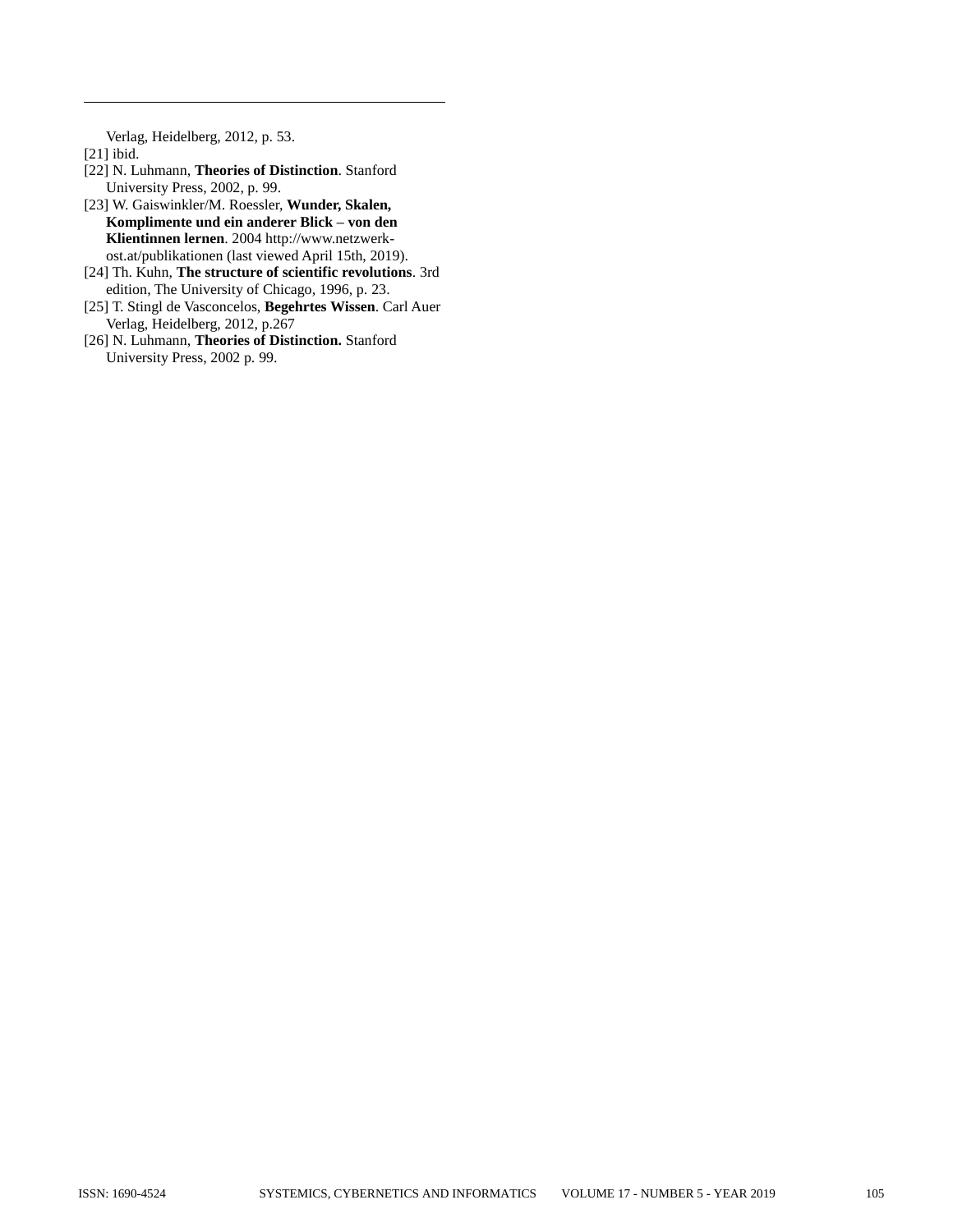Verlag, Heidelberg, 2012, p. 53.

[21] ibid.

[22] N. Luhmann, **Theories of Distinction**. Stanford University Press, 2002, p. 99.

[23] W. Gaiswinkler/M. Roessler, **Wunder, Skalen, Komplimente und ein anderer Blick – von den Klientinnen lernen**. 2004 http://www.netzwerk-ost.at/publikationen (last viewed April 15th, 2019).

[24] Th. Kuhn, **The structure of scientific revolutions**. 3rd edition, The University of Chicago, 1996, p. 23.

[25] T. Stingl de Vasconcelos, **Begehrtes Wissen**. Carl Auer Verlag, Heidelberg, 2012, p.267

[26] N. Luhmann, **Theories of Distinction.** Stanford University Press, 2002 p. 99.